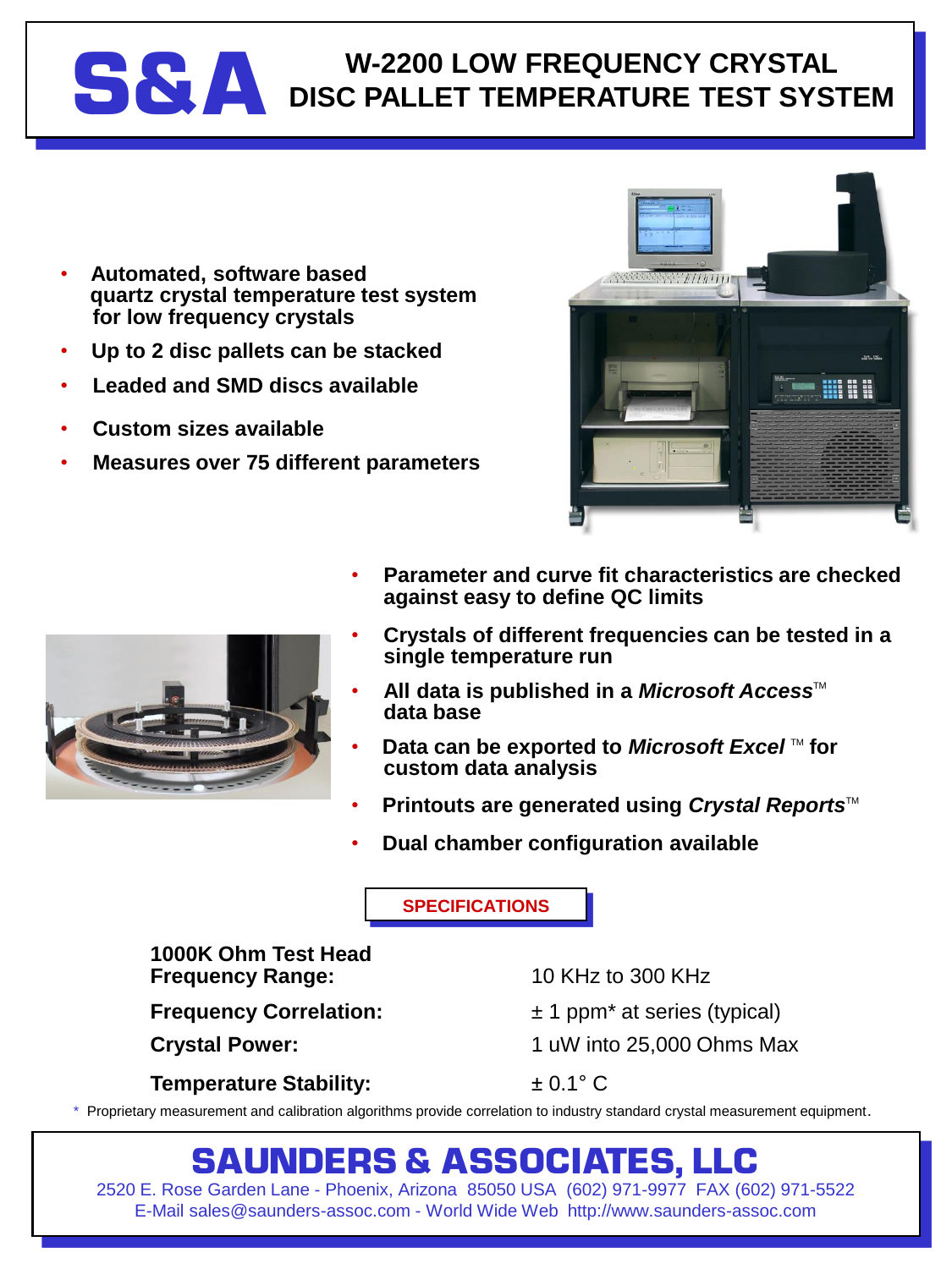# S&A W-2200 LOW FREQUENCY CRYSTAL DISC PALLET TEMPERATURE TEST SYSTEM

- Automated, software based quartz crystal temperature test system for low frequency crystals
- Up to 2 disc pallets can be stacked
- Leaded and SMD discs available
- Custom sizes available
- Measures over 75 different parameters

- Parameter and curve fit characteristics are checked against easy to define QC limits
- Crystals of different frequencies can be tested in a single temperature run
- All data is published in a *Microsoft Access*™ data base
- Data can be exported to *Microsoft Excel* ™ for custom data analysis
- Printouts are generated using *Crystal Reports*™
- Dual chamber configuration available

## SPECIFICATIONS

| | |
|---|---|
| **1000K Ohm Test Head Frequency Range:** | 10 KHz to 300 KHz |
| **Frequency Correlation:** | ± 1 ppm* at series (typical) |
| **Crystal Power:** | 1 uW into 25,000 Ohms Max |
| **Temperature Stability:** | ± 0.1° C |

\* Proprietary measurement and calibration algorithms provide correlation to industry standard crystal measurement equipment.

## SAUNDERS & ASSOCIATES, LLC

2520 E. Rose Garden Lane - Phoenix, Arizona 85050 USA (602) 971-9977 FAX (602) 971-5522
E-Mail sales@saunders-assoc.com - World Wide Web http://www.saunders-assoc.com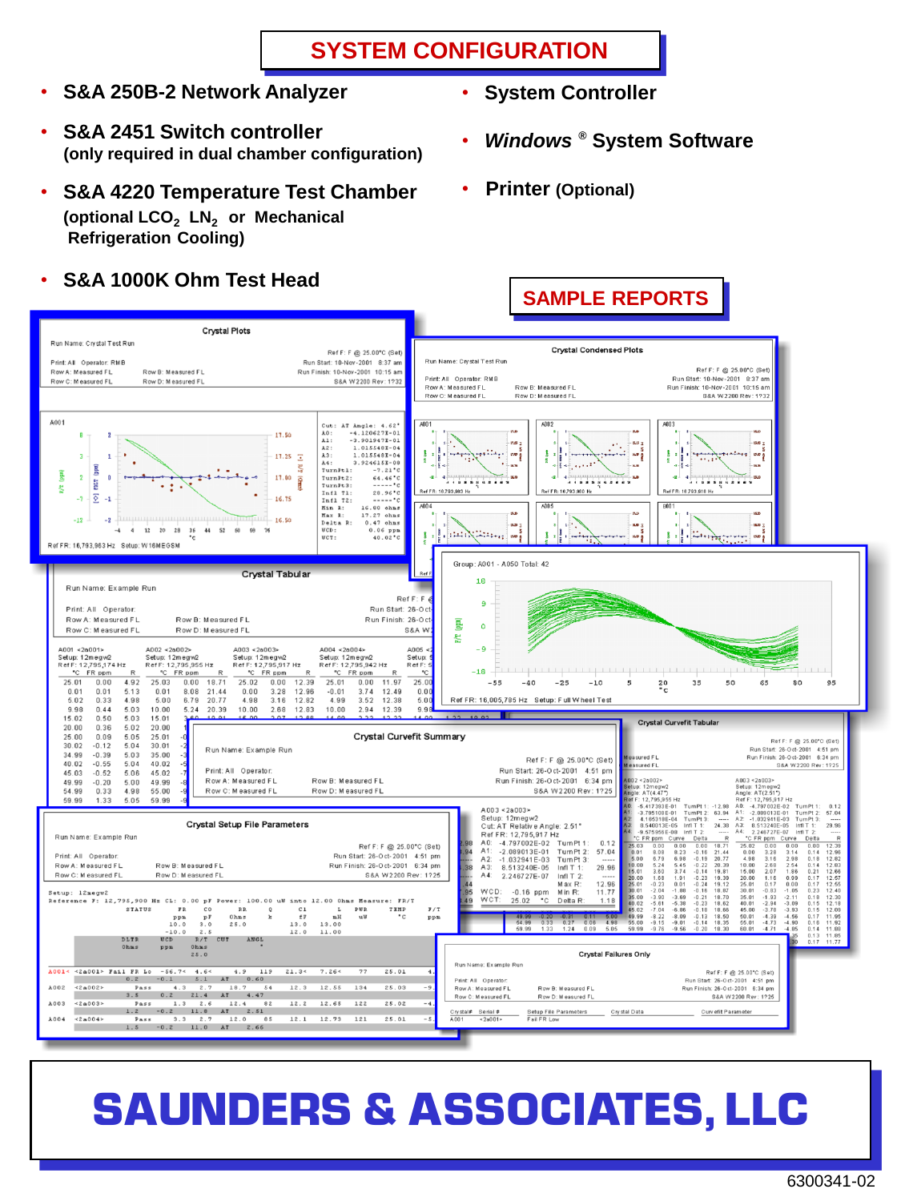# SYSTEM CONFIGURATION

- **S&A 250B-2 Network Analyzer**
- **S&A 2451 Switch controller**
  **(only required in dual chamber configuration)**
- **S&A 4220 Temperature Test Chamber**
  **(optional $LCO_2$ $LN_2$ or Mechanical Refrigeration Cooling)**
- **S&A 1000K Ohm Test Head**
- **System Controller**
- ***Windows*® System Software**
- **Printer (Optional)**

# SAMPLE REPORTS

Crystal Plots

Crystal Condensed Plots

Crystal Tabular

Crystal Curvefit Summary

Crystal Curvefit Tabular

Crystal Setup File Parameters

Crystal Failures Only

# SAUNDERS & ASSOCIATES, LLC

6300341-02